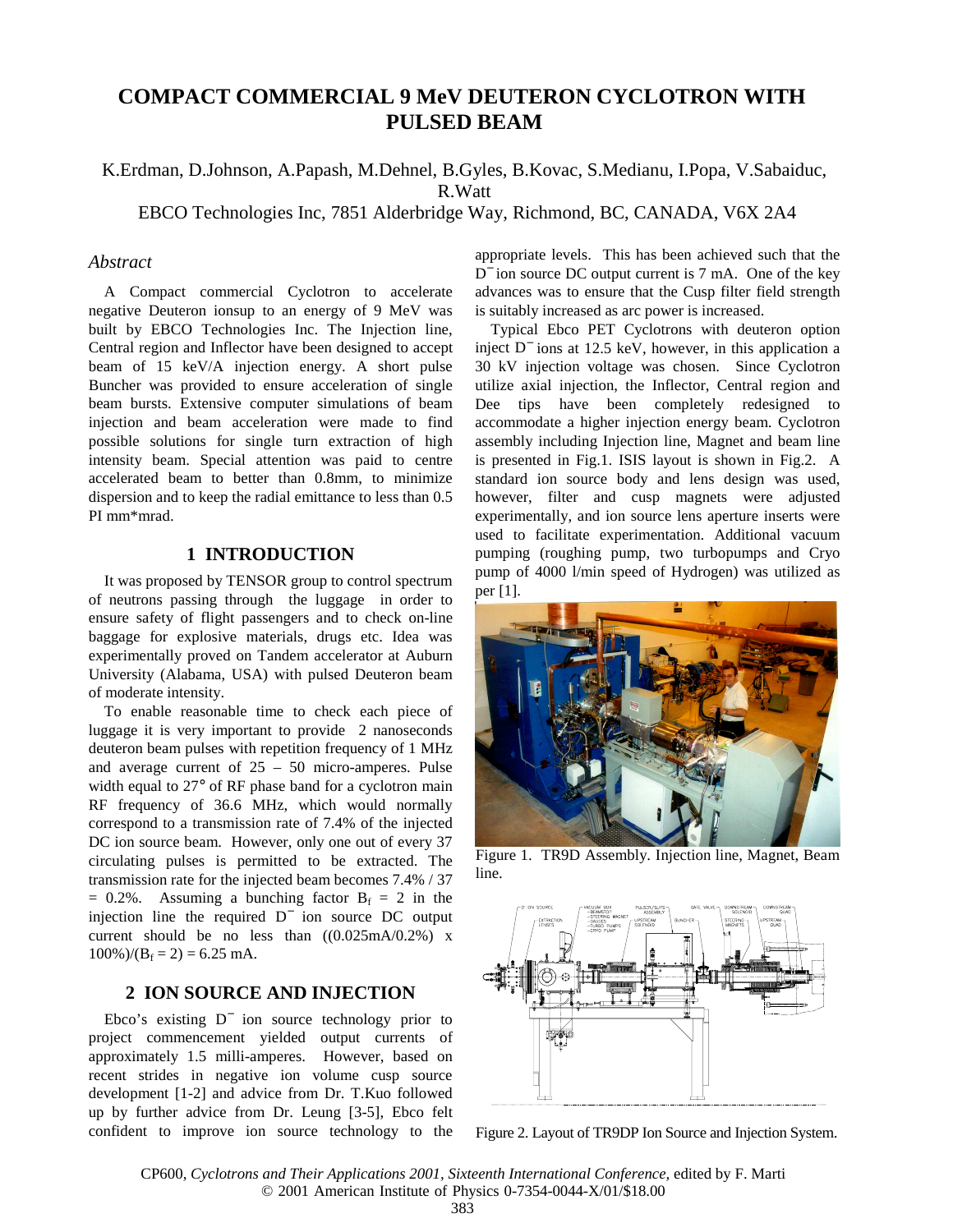# COMPACT COMMERCIAL 9 MeV DEUTERON CYCLOTRON WITH PULSED BEAM

K.Erdman, D.Johnson, A.Papash, M.Dehnel, B.Gyles, B.Kovac, S.Medianu, I.Popa, V.Sabaiduc, R.Watt

EBCO Technologies Inc, 7851 Alderbridge Way, Richmond, BC, CANADA, V6X 2A4

### *Abstract*

A Compact commercial Cyclotron to accelerate negative Deuteron ionsup to an energy of 9 MeV was built by EBCO Technologies Inc. The Injection line, Central region and Inflector have been designed to accept beam of 15 keV/A injection energy. A short pulse Buncher was provided to ensure acceleration of single beam bursts. Extensive computer simulations of beam injection and beam acceleration were made to find possible solutions for single turn extraction of high intensity beam. Special attention was paid to centre accelerated beam to better than 0.8mm, to minimize dispersion and to keep the radial emittance to less than 0.5 PI mm*mrad.

## 1 INTRODUCTION

It was proposed by TENSOR group to control spectrum of neutrons passing through the luggage in order to ensure safety of flight passengers and to check on-line baggage for explosive materials, drugs etc. Idea was experimentally proved on Tandem accelerator at Auburn University (Alabama, USA) with pulsed Deuteron beam of moderate intensity.

To enable reasonable time to check each piece of luggage it is very important to provide 2 nanoseconds deuteron beam pulses with repetition frequency of 1 MHz and average current of 25 – 50 micro-amperes. Pulse width equal to 27° of RF phase band for a cyclotron main RF frequency of 36.6 MHz, which would normally correspond to a transmission rate of 7.4% of the injected DC ion source beam. However, only one out of every 37 circulating pulses is permitted to be extracted. The transmission rate for the injected beam becomes 7.4% / 37 = 0.2%. Assuming a bunching factor $B_f = 2$ in the injection line the required $D^-$ ion source DC output current should be no less than $((0.025\text{mA}/0.2\%) \times 100\%)/(B_f = 2) = 6.25$ mA.

## 2 ION SOURCE AND INJECTION

Ebco's existing $D^-$ ion source technology prior to project commencement yielded output currents of approximately 1.5 milli-amperes. However, based on recent strides in negative ion volume cusp source development [1-2] and advice from Dr. T.Kuo followed up by further advice from Dr. Leung [3-5], Ebco felt confident to improve ion source technology to the appropriate levels. This has been achieved such that the $D^-$ ion source DC output current is 7 mA. One of the key advances was to ensure that the Cusp filter field strength is suitably increased as arc power is increased.

Typical Ebco PET Cyclotrons with deuteron option inject $D^-$ ions at 12.5 keV, however, in this application a 30 kV injection voltage was chosen. Since Cyclotron utilize axial injection, the Inflector, Central region and Dee tips have been completely redesigned to accommodate a higher injection energy beam. Cyclotron assembly including Injection line, Magnet and beam line is presented in Fig.1. ISIS layout is shown in Fig.2. A standard ion source body and lens design was used, however, filter and cusp magnets were adjusted experimentally, and ion source lens aperture inserts were used to facilitate experimentation. Additional vacuum pumping (roughing pump, two turbopumps and Cryo pump of 4000 l/min speed of Hydrogen) was utilized as per [1].

Figure 1. TR9D Assembly. Injection line, Magnet, Beam line.

Figure 2. Layout of TR9DP Ion Source and Injection System.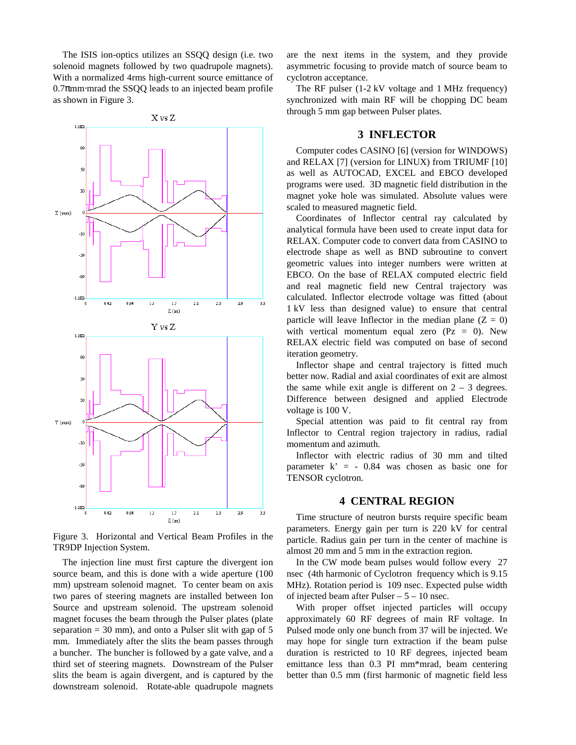The ISIS ion-optics utilizes an SSQQ design (i.e. two solenoid magnets followed by two quadrupole magnets). With a normalized 4rms high-current source emittance of 0.7πmm·mrad the SSQQ leads to an injected beam profile as shown in Figure 3.

Figure 3. Horizontal and Vertical Beam Profiles in the TR9DP Injection System.

The injection line must first capture the divergent ion source beam, and this is done with a wide aperture (100 mm) upstream solenoid magnet. To center beam on axis two pares of steering magnets are installed between Ion Source and upstream solenoid. The upstream solenoid magnet focuses the beam through the Pulser plates (plate separation = 30 mm), and onto a Pulser slit with gap of 5 mm. Immediately after the slits the beam passes through a buncher. The buncher is followed by a gate valve, and a third set of steering magnets. Downstream of the Pulser slits the beam is again divergent, and is captured by the downstream solenoid. Rotate-able quadrupole magnets are the next items in the system, and they provide asymmetric focusing to provide match of source beam to cyclotron acceptance.

The RF pulser (1-2 kV voltage and 1 MHz frequency) synchronized with main RF will be chopping DC beam through 5 mm gap between Pulser plates.

## 3 INFLECTOR

Computer codes CASINO [6] (version for WINDOWS) and RELAX [7] (version for LINUX) from TRIUMF [10] as well as AUTOCAD, EXCEL and EBCO developed programs were used. 3D magnetic field distribution in the magnet yoke hole was simulated. Absolute values were scaled to measured magnetic field.

Coordinates of Inflector central ray calculated by analytical formula have been used to create input data for RELAX. Computer code to convert data from CASINO to electrode shape as well as BND subroutine to convert geometric values into integer numbers were written at EBCO. On the base of RELAX computed electric field and real magnetic field new Central trajectory was calculated. Inflector electrode voltage was fitted (about 1 kV less than designed value) to ensure that central particle will leave Inflector in the median plane ($Z = 0$) with vertical momentum equal zero ($Pz = 0$). New RELAX electric field was computed on base of second iteration geometry.

Inflector shape and central trajectory is fitted much better now. Radial and axial coordinates of exit are almost the same while exit angle is different on 2 – 3 degrees. Difference between designed and applied Electrode voltage is 100 V.

Special attention was paid to fit central ray from Inflector to Central region trajectory in radius, radial momentum and azimuth.

Inflector with electric radius of 30 mm and tilted parameter k' = - 0.84 was chosen as basic one for TENSOR cyclotron.

## 4 CENTRAL REGION

Time structure of neutron bursts require specific beam parameters. Energy gain per turn is 220 kV for central particle. Radius gain per turn in the center of machine is almost 20 mm and 5 mm in the extraction region.

In the CW mode beam pulses would follow every 27 nsec (4th harmonic of Cyclotron frequency which is 9.15 MHz). Rotation period is 109 nsec. Expected pulse width of injected beam after Pulser – 5 – 10 nsec.

With proper offset injected particles will occupy approximately 60 RF degrees of main RF voltage. In Pulsed mode only one bunch from 37 will be injected. We may hope for single turn extraction if the beam pulse duration is restricted to 10 RF degrees, injected beam emittance less than 0.3 PI mm*mrad, beam centering better than 0.5 mm (first harmonic of magnetic field less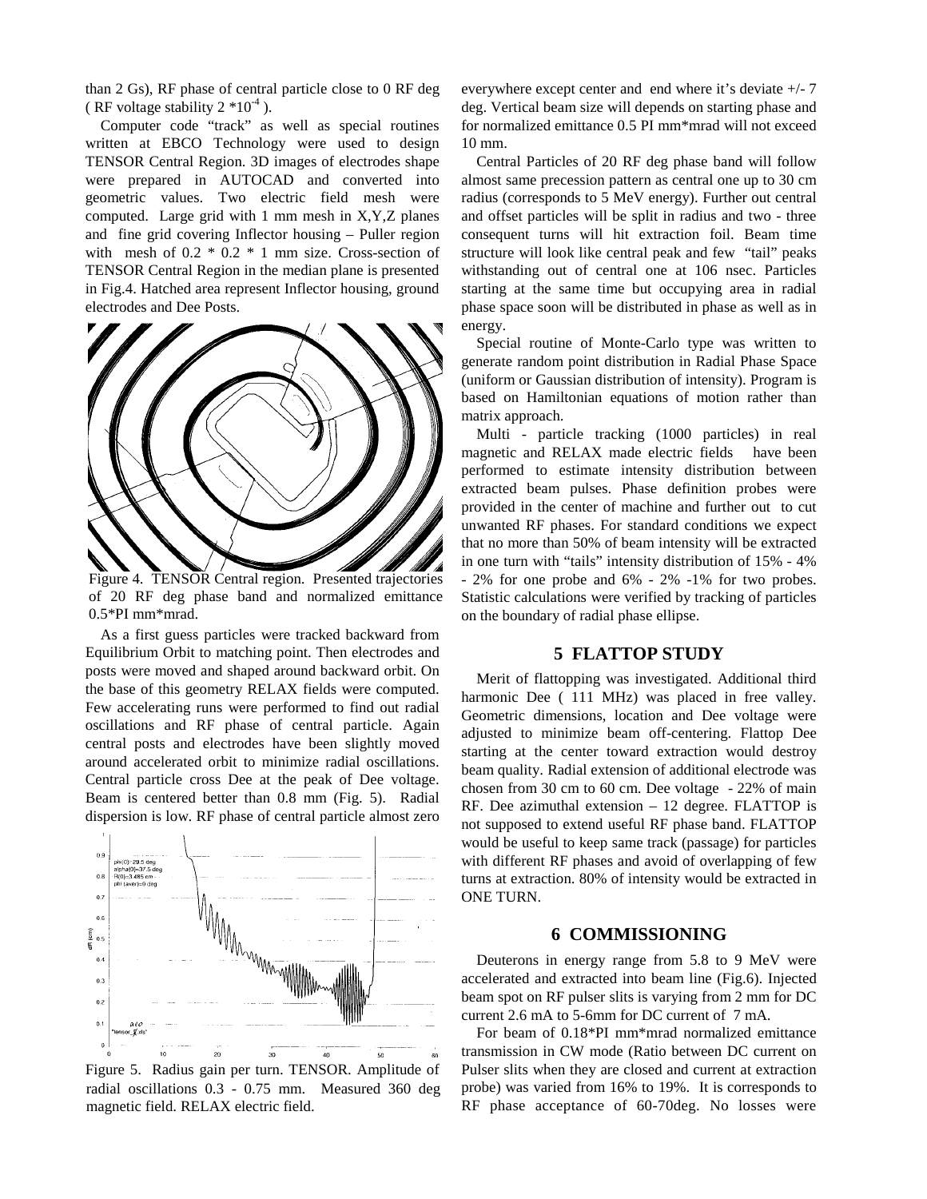than 2 Gs), RF phase of central particle close to 0 RF deg ( RF voltage stability $2 * 10^{-4}$ ).

Computer code "track" as well as special routines written at EBCO Technology were used to design TENSOR Central Region. 3D images of electrodes shape were prepared in AUTOCAD and converted into geometric values. Two electric field mesh were computed. Large grid with 1 mm mesh in X,Y,Z planes and fine grid covering Inflector housing – Puller region with mesh of 0.2 * 0.2 * 1 mm size. Cross-section of TENSOR Central Region in the median plane is presented in Fig.4. Hatched area represent Inflector housing, ground electrodes and Dee Posts.

Figure 4. TENSOR Central region. Presented trajectories of 20 RF deg phase band and normalized emittance 0.5*PI mm*mrad.

As a first guess particles were tracked backward from Equilibrium Orbit to matching point. Then electrodes and posts were moved and shaped around backward orbit. On the base of this geometry RELAX fields were computed. Few accelerating runs were performed to find out radial oscillations and RF phase of central particle. Again central posts and electrodes have been slightly moved around accelerated orbit to minimize radial oscillations. Central particle cross Dee at the peak of Dee voltage. Beam is centered better than 0.8 mm (Fig. 5). Radial dispersion is low. RF phase of central particle almost zero everywhere except center and end where it's deviate +/- 7 deg. Vertical beam size will depends on starting phase and for normalized emittance 0.5 PI mm*mrad will not exceed 10 mm.

Figure 5. Radius gain per turn. TENSOR. Amplitude of radial oscillations 0.3 - 0.75 mm. Measured 360 deg magnetic field. RELAX electric field.

Central Particles of 20 RF deg phase band will follow almost same precession pattern as central one up to 30 cm radius (corresponds to 5 MeV energy). Further out central and offset particles will be split in radius and two - three consequent turns will hit extraction foil. Beam time structure will look like central peak and few "tail" peaks withstanding out of central one at 106 nsec. Particles starting at the same time but occupying area in radial phase space soon will be distributed in phase as well as in energy.

Special routine of Monte-Carlo type was written to generate random point distribution in Radial Phase Space (uniform or Gaussian distribution of intensity). Program is based on Hamiltonian equations of motion rather than matrix approach.

Multi - particle tracking (1000 particles) in real magnetic and RELAX made electric fields have been performed to estimate intensity distribution between extracted beam pulses. Phase definition probes were provided in the center of machine and further out to cut unwanted RF phases. For standard conditions we expect that no more than 50% of beam intensity will be extracted in one turn with "tails" intensity distribution of 15% - 4% - 2% for one probe and 6% - 2% -1% for two probes. Statistic calculations were verified by tracking of particles on the boundary of radial phase ellipse.

## 5 FLATTOP STUDY

Merit of flattopping was investigated. Additional third harmonic Dee ( 111 MHz) was placed in free valley. Geometric dimensions, location and Dee voltage were adjusted to minimize beam off-centering. Flattop Dee starting at the center toward extraction would destroy beam quality. Radial extension of additional electrode was chosen from 30 cm to 60 cm. Dee voltage - 22% of main RF. Dee azimuthal extension – 12 degree. FLATTOP is not supposed to extend useful RF phase band. FLATTOP would be useful to keep same track (passage) for particles with different RF phases and avoid of overlapping of few turns at extraction. 80% of intensity would be extracted in ONE TURN.

## 6 COMMISSIONING

Deuterons in energy range from 5.8 to 9 MeV were accelerated and extracted into beam line (Fig.6). Injected beam spot on RF pulser slits is varying from 2 mm for DC current 2.6 mA to 5-6mm for DC current of 7 mA.

For beam of 0.18*PI mm*mrad normalized emittance transmission in CW mode (Ratio between DC current on Pulser slits when they are closed and current at extraction probe) was varied from 16% to 19%. It is corresponds to RF phase acceptance of 60-70deg. No losses were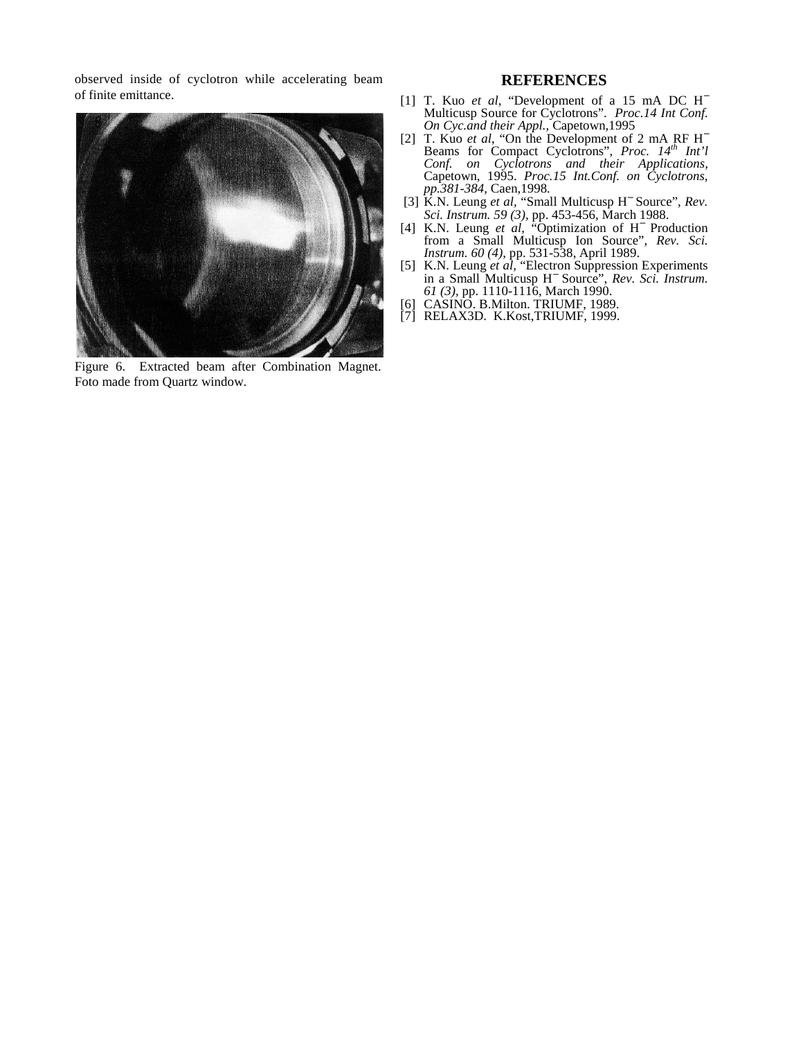observed inside of cyclotron while accelerating beam of finite emittance.

Figure 6. Extracted beam after Combination Magnet. Foto made from Quartz window.

## REFERENCES

[1] T. Kuo *et al*, "Development of a 15 mA DC $H^-$ Multicusp Source for Cyclotrons". *Proc.14 Int Conf. On Cyc.and their Appl.,* Capetown,1995

[2] T. Kuo *et al*, "On the Development of 2 mA RF $H^-$ Beams for Compact Cyclotrons", *Proc. 14th Int'l Conf. on Cyclotrons and their Applications,* Capetown, 1995. *Proc.15 Int.Conf. on Cyclotrons, pp.381-384,* Caen,1998.

[3] K.N. Leung *et al*, "Small Multicusp $H^-$ Source", *Rev. Sci. Instrum. 59 (3),* pp. 453-456, March 1988.

[4] K.N. Leung *et al*, "Optimization of $H^-$ Production from a Small Multicusp Ion Source", *Rev. Sci. Instrum. 60 (4),* pp. 531-538, April 1989.

[5] K.N. Leung *et al*, "Electron Suppression Experiments in a Small Multicusp $H^-$ Source", *Rev. Sci. Instrum. 61 (3),* pp. 1110-1116, March 1990.

[6] CASINO. B.Milton. TRIUMF, 1989.

[7] RELAX3D. K.Kost,TRIUMF, 1999.